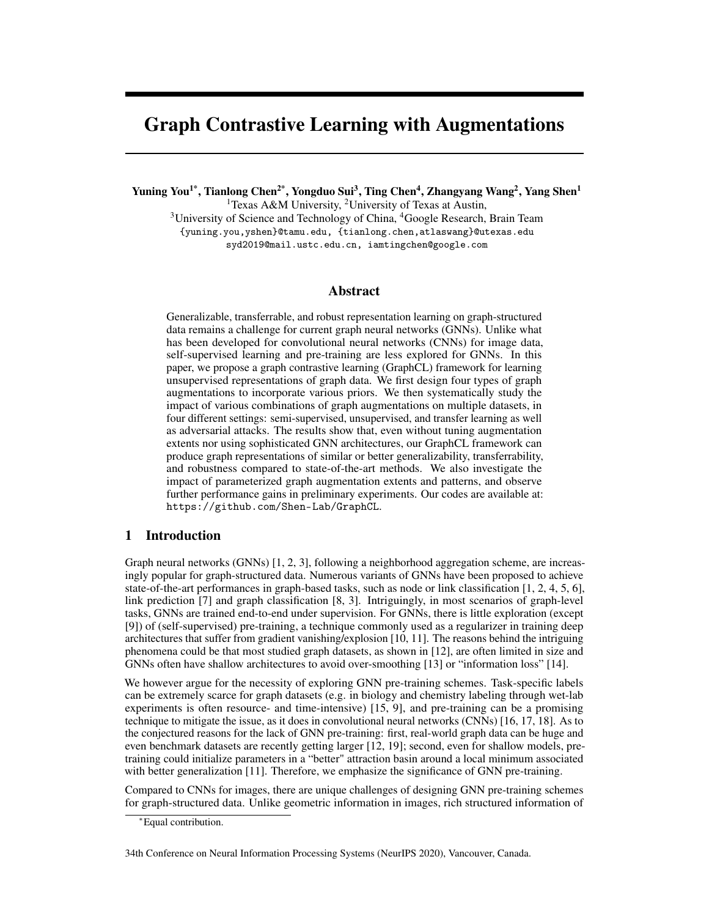# Graph Contrastive Learning with Augmentations

**Yuning You[1*], Tianlong Chen[2*], Yongduo Sui[3], Ting Chen[4], Zhangyang Wang[2], Yang Shen[1]**
[1]Texas A&M University, [2]University of Texas at Austin,
[3]University of Science and Technology of China, [4]Google Research, Brain Team
{yuning.you,yshen}@tamu.edu, {tianlong.chen,atlaswang}@utexas.edu
syd2019@mail.ustc.edu.cn, iamtingchen@google.com

## Abstract

Generalizable, transferrable, and robust representation learning on graph-structured data remains a challenge for current graph neural networks (GNNs). Unlike what has been developed for convolutional neural networks (CNNs) for image data, self-supervised learning and pre-training are less explored for GNNs. In this paper, we propose a graph contrastive learning (GraphCL) framework for learning unsupervised representations of graph data. We first design four types of graph augmentations to incorporate various priors. We then systematically study the impact of various combinations of graph augmentations on multiple datasets, in four different settings: semi-supervised, unsupervised, and transfer learning as well as adversarial attacks. The results show that, even without tuning augmentation extents nor using sophisticated GNN architectures, our GraphCL framework can produce graph representations of similar or better generalizability, transferrability, and robustness compared to state-of-the-art methods. We also investigate the impact of parameterized graph augmentation extents and patterns, and observe further performance gains in preliminary experiments. Our codes are available at: https://github.com/Shen-Lab/GraphCL.

## 1 Introduction

Graph neural networks (GNNs) [1, 2, 3], following a neighborhood aggregation scheme, are increasingly popular for graph-structured data. Numerous variants of GNNs have been proposed to achieve state-of-the-art performances in graph-based tasks, such as node or link classification [1, 2, 4, 5, 6], link prediction [7] and graph classification [8, 3]. Intriguingly, in most scenarios of graph-level tasks, GNNs are trained end-to-end under supervision. For GNNs, there is little exploration (except [9]) of (self-supervised) pre-training, a technique commonly used as a regularizer in training deep architectures that suffer from gradient vanishing/explosion [10, 11]. The reasons behind the intriguing phenomena could be that most studied graph datasets, as shown in [12], are often limited in size and GNNs often have shallow architectures to avoid over-smoothing [13] or "information loss" [14].

We however argue for the necessity of exploring GNN pre-training schemes. Task-specific labels can be extremely scarce for graph datasets (e.g. in biology and chemistry labeling through wet-lab experiments is often resource- and time-intensive) [15, 9], and pre-training can be a promising technique to mitigate the issue, as it does in convolutional neural networks (CNNs) [16, 17, 18]. As to the conjectured reasons for the lack of GNN pre-training: first, real-world graph data can be huge and even benchmark datasets are recently getting larger [12, 19]; second, even for shallow models, pre-training could initialize parameters in a "better" attraction basin around a local minimum associated with better generalization [11]. Therefore, we emphasize the significance of GNN pre-training.

Compared to CNNs for images, there are unique challenges of designing GNN pre-training schemes for graph-structured data. Unlike geometric information in images, rich structured information of

*Equal contribution.

34th Conference on Neural Information Processing Systems (NeurIPS 2020), Vancouver, Canada.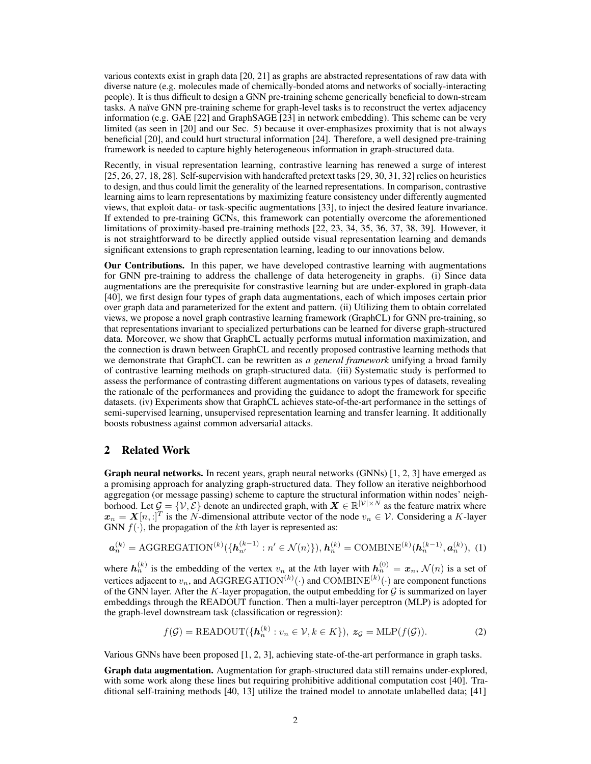various contexts exist in graph data [20, 21] as graphs are abstracted representations of raw data with diverse nature (e.g. molecules made of chemically-bonded atoms and networks of socially-interacting people). It is thus difficult to design a GNN pre-training scheme generically beneficial to down-stream tasks. A naïve GNN pre-training scheme for graph-level tasks is to reconstruct the vertex adjacency information (e.g. GAE [22] and GraphSAGE [23] in network embedding). This scheme can be very limited (as seen in [20] and our Sec. 5) because it over-emphasizes proximity that is not always beneficial [20], and could hurt structural information [24]. Therefore, a well designed pre-training framework is needed to capture highly heterogeneous information in graph-structured data.

Recently, in visual representation learning, contrastive learning has renewed a surge of interest [25, 26, 27, 18, 28]. Self-supervision with handcrafted pretext tasks [29, 30, 31, 32] relies on heuristics to design, and thus could limit the generality of the learned representations. In comparison, contrastive learning aims to learn representations by maximizing feature consistency under differently augmented views, that exploit data- or task-specific augmentations [33], to inject the desired feature invariance. If extended to pre-training GCNs, this framework can potentially overcome the aforementioned limitations of proximity-based pre-training methods [22, 23, 34, 35, 36, 37, 38, 39]. However, it is not straightforward to be directly applied outside visual representation learning and demands significant extensions to graph representation learning, leading to our innovations below.

**Our Contributions.** In this paper, we have developed contrastive learning with augmentations for GNN pre-training to address the challenge of data heterogeneity in graphs. (i) Since data augmentations are the prerequisite for constrastive learning but are under-explored in graph-data [40], we first design four types of graph data augmentations, each of which imposes certain prior over graph data and parameterized for the extent and pattern. (ii) Utilizing them to obtain correlated views, we propose a novel graph contrastive learning framework (GraphCL) for GNN pre-training, so that representations invariant to specialized perturbations can be learned for diverse graph-structured data. Moreover, we show that GraphCL actually performs mutual information maximization, and the connection is drawn between GraphCL and recently proposed contrastive learning methods that we demonstrate that GraphCL can be rewritten as *a general framework* unifying a broad family of contrastive learning methods on graph-structured data. (iii) Systematic study is performed to assess the performance of contrasting different augmentations on various types of datasets, revealing the rationale of the performances and providing the guidance to adopt the framework for specific datasets. (iv) Experiments show that GraphCL achieves state-of-the-art performance in the settings of semi-supervised learning, unsupervised representation learning and transfer learning. It additionally boosts robustness against common adversarial attacks.

## 2 Related Work

**Graph neural networks.** In recent years, graph neural networks (GNNs) [1, 2, 3] have emerged as a promising approach for analyzing graph-structured data. They follow an iterative neighborhood aggregation (or message passing) scheme to capture the structural information within nodes' neighborhood. Let $\mathcal{G} = \{\mathcal{V}, \mathcal{E}\}$ denote an undirected graph, with $\boldsymbol{X} \in \mathbb{R}^{|\mathcal{V}| \times N}$ as the feature matrix where $\boldsymbol{x}_n = \boldsymbol{X}[n,:]^T$ is the $N$-dimensional attribute vector of the node $v_n \in \mathcal{V}$. Considering a $K$-layer GNN $f(\cdot)$, the propagation of the $k$th layer is represented as:

$$\boldsymbol{a}_n^{(k)} = \mathrm{AGGREGATION}^{(k)}(\{\boldsymbol{h}_{n'}^{(k-1)} : n' \in \mathcal{N}(n)\}), \boldsymbol{h}_n^{(k)} = \mathrm{COMBINE}^{(k)}(\boldsymbol{h}_n^{(k-1)}, \boldsymbol{a}_n^{(k)}), \quad (1)$$

where $\boldsymbol{h}_n^{(k)}$ is the embedding of the vertex $v_n$ at the $k$th layer with $\boldsymbol{h}_n^{(0)} = \boldsymbol{x}_n$, $\mathcal{N}(n)$ is a set of vertices adjacent to $v_n$, and $\mathrm{AGGREGATION}^{(k)}(\cdot)$ and $\mathrm{COMBINE}^{(k)}(\cdot)$ are component functions of the GNN layer. After the $K$-layer propagation, the output embedding for $\mathcal{G}$ is summarized on layer embeddings through the READOUT function. Then a multi-layer perceptron (MLP) is adopted for the graph-level downstream task (classification or regression):

$$f(\mathcal{G}) = \mathrm{READOUT}(\{\boldsymbol{h}_n^{(k)} : v_n \in \mathcal{V}, k \in K\}),\ \boldsymbol{z}_{\mathcal{G}} = \mathrm{MLP}(f(\mathcal{G})). \quad (2)$$

Various GNNs have been proposed [1, 2, 3], achieving state-of-the-art performance in graph tasks.

**Graph data augmentation.** Augmentation for graph-structured data still remains under-explored, with some work along these lines but requiring prohibitive additional computation cost [40]. Traditional self-training methods [40, 13] utilize the trained model to annotate unlabelled data; [41]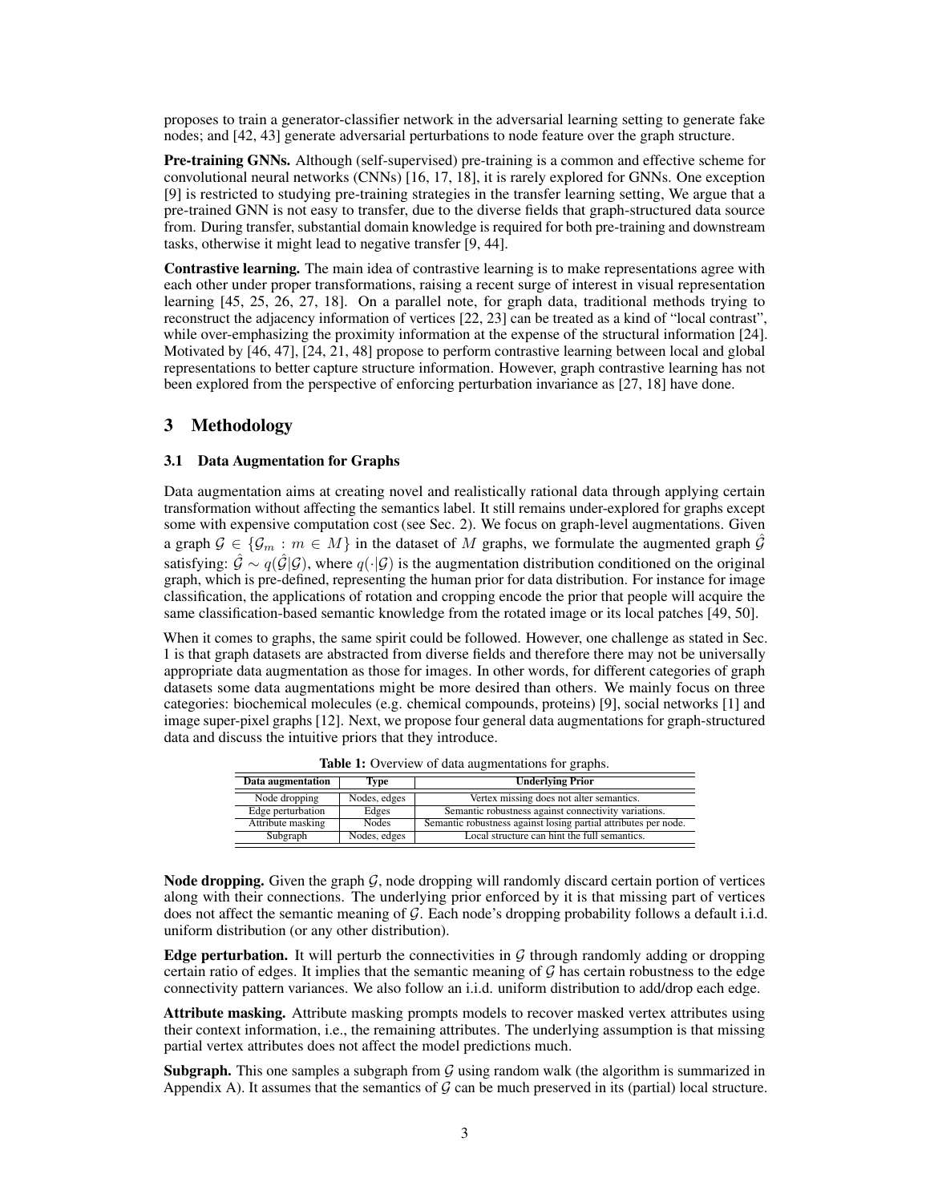proposes to train a generator-classifier network in the adversarial learning setting to generate fake nodes; and [42, 43] generate adversarial perturbations to node feature over the graph structure.

**Pre-training GNNs.** Although (self-supervised) pre-training is a common and effective scheme for convolutional neural networks (CNNs) [16, 17, 18], it is rarely explored for GNNs. One exception [9] is restricted to studying pre-training strategies in the transfer learning setting, We argue that a pre-trained GNN is not easy to transfer, due to the diverse fields that graph-structured data source from. During transfer, substantial domain knowledge is required for both pre-training and downstream tasks, otherwise it might lead to negative transfer [9, 44].

**Contrastive learning.** The main idea of contrastive learning is to make representations agree with each other under proper transformations, raising a recent surge of interest in visual representation learning [45, 25, 26, 27, 18]. On a parallel note, for graph data, traditional methods trying to reconstruct the adjacency information of vertices [22, 23] can be treated as a kind of "local contrast", while over-emphasizing the proximity information at the expense of the structural information [24]. Motivated by [46, 47], [24, 21, 48] propose to perform contrastive learning between local and global representations to better capture structure information. However, graph contrastive learning has not been explored from the perspective of enforcing perturbation invariance as [27, 18] have done.

# 3 Methodology

## 3.1 Data Augmentation for Graphs

Data augmentation aims at creating novel and realistically rational data through applying certain transformation without affecting the semantics label. It still remains under-explored for graphs except some with expensive computation cost (see Sec. 2). We focus on graph-level augmentations. Given a graph $\mathcal{G} \in \{\mathcal{G}_m : m \in M\}$ in the dataset of $M$ graphs, we formulate the augmented graph $\hat{\mathcal{G}}$ satisfying: $\hat{\mathcal{G}} \sim q(\hat{\mathcal{G}}|\mathcal{G})$, where $q(\cdot|\mathcal{G})$ is the augmentation distribution conditioned on the original graph, which is pre-defined, representing the human prior for data distribution. For instance for image classification, the applications of rotation and cropping encode the prior that people will acquire the same classification-based semantic knowledge from the rotated image or its local patches [49, 50].

When it comes to graphs, the same spirit could be followed. However, one challenge as stated in Sec. 1 is that graph datasets are abstracted from diverse fields and therefore there may not be universally appropriate data augmentation as those for images. In other words, for different categories of graph datasets some data augmentations might be more desired than others. We mainly focus on three categories: biochemical molecules (e.g. chemical compounds, proteins) [9], social networks [1] and image super-pixel graphs [12]. Next, we propose four general data augmentations for graph-structured data and discuss the intuitive priors that they introduce.

**Table 1:** Overview of data augmentations for graphs.

| Data augmentation | Type | Underlying Prior |
|---|---|---|
| Node dropping | Nodes, edges | Vertex missing does not alter semantics. |
| Edge perturbation | Edges | Semantic robustness against connectivity variations. |
| Attribute masking | Nodes | Semantic robustness against losing partial attributes per node. |
| Subgraph | Nodes, edges | Local structure can hint the full semantics. |

**Node dropping.** Given the graph $\mathcal{G}$, node dropping will randomly discard certain portion of vertices along with their connections. The underlying prior enforced by it is that missing part of vertices does not affect the semantic meaning of $\mathcal{G}$. Each node's dropping probability follows a default i.i.d. uniform distribution (or any other distribution).

**Edge perturbation.** It will perturb the connectivities in $\mathcal{G}$ through randomly adding or dropping certain ratio of edges. It implies that the semantic meaning of $\mathcal{G}$ has certain robustness to the edge connectivity pattern variances. We also follow an i.i.d. uniform distribution to add/drop each edge.

**Attribute masking.** Attribute masking prompts models to recover masked vertex attributes using their context information, i.e., the remaining attributes. The underlying assumption is that missing partial vertex attributes does not affect the model predictions much.

**Subgraph.** This one samples a subgraph from $\mathcal{G}$ using random walk (the algorithm is summarized in Appendix A). It assumes that the semantics of $\mathcal{G}$ can be much preserved in its (partial) local structure.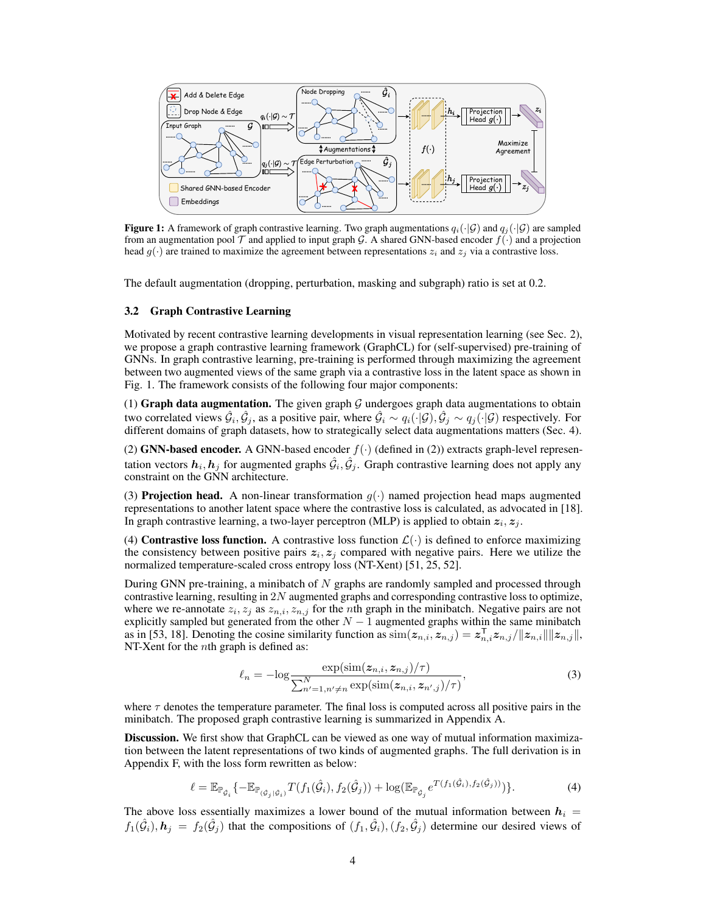**Figure 1:** A framework of graph contrastive learning. Two graph augmentations $q_i(\cdot|\mathcal{G})$ and $q_j(\cdot|\mathcal{G})$ are sampled from an augmentation pool $\mathcal{T}$ and applied to input graph $\mathcal{G}$. A shared GNN-based encoder $f(\cdot)$ and a projection head $g(\cdot)$ are trained to maximize the agreement between representations $z_i$ and $z_j$ via a contrastive loss.

The default augmentation (dropping, perturbation, masking and subgraph) ratio is set at 0.2.

### 3.2 Graph Contrastive Learning

Motivated by recent contrastive learning developments in visual representation learning (see Sec. 2), we propose a graph contrastive learning framework (GraphCL) for (self-supervised) pre-training of GNNs. In graph contrastive learning, pre-training is performed through maximizing the agreement between two augmented views of the same graph via a contrastive loss in the latent space as shown in Fig. 1. The framework consists of the following four major components:

(1) **Graph data augmentation.** The given graph $\mathcal{G}$ undergoes graph data augmentations to obtain two correlated views $\hat{\mathcal{G}}_i, \hat{\mathcal{G}}_j$, as a positive pair, where $\hat{\mathcal{G}}_i \sim q_i(\cdot|\mathcal{G}), \hat{\mathcal{G}}_j \sim q_j(\cdot|\mathcal{G})$ respectively. For different domains of graph datasets, how to strategically select data augmentations matters (Sec. 4).

(2) **GNN-based encoder.** A GNN-based encoder $f(\cdot)$ (defined in (2)) extracts graph-level representation vectors $\boldsymbol{h}_i, \boldsymbol{h}_j$ for augmented graphs $\hat{\mathcal{G}}_i, \hat{\mathcal{G}}_j$. Graph contrastive learning does not apply any constraint on the GNN architecture.

(3) **Projection head.** A non-linear transformation $g(\cdot)$ named projection head maps augmented representations to another latent space where the contrastive loss is calculated, as advocated in [18]. In graph contrastive learning, a two-layer perceptron (MLP) is applied to obtain $\boldsymbol{z}_i, \boldsymbol{z}_j$.

(4) **Contrastive loss function.** A contrastive loss function $\mathcal{L}(\cdot)$ is defined to enforce maximizing the consistency between positive pairs $\boldsymbol{z}_i, \boldsymbol{z}_j$ compared with negative pairs. Here we utilize the normalized temperature-scaled cross entropy loss (NT-Xent) [51, 25, 52].

During GNN pre-training, a minibatch of $N$ graphs are randomly sampled and processed through contrastive learning, resulting in $2N$ augmented graphs and corresponding contrastive loss to optimize, where we re-annotate $z_i, z_j$ as $z_{n,i}, z_{n,j}$ for the $n$th graph in the minibatch. Negative pairs are not explicitly sampled but generated from the other $N-1$ augmented graphs within the same minibatch as in [53, 18]. Denoting the cosine similarity function as $\text{sim}(\boldsymbol{z}_{n,i}, \boldsymbol{z}_{n,j}) = \boldsymbol{z}_{n,i}^{\mathsf{T}}\boldsymbol{z}_{n,j}/\|\boldsymbol{z}_{n,i}\|\|\boldsymbol{z}_{n,j}\|$, NT-Xent for the $n$th graph is defined as:

$$\ell_n = -\log \frac{\exp(\text{sim}(\boldsymbol{z}_{n,i}, \boldsymbol{z}_{n,j})/\tau)}{\sum_{n'=1, n' \neq n}^{N} \exp(\text{sim}(\boldsymbol{z}_{n,i}, \boldsymbol{z}_{n',j})/\tau)}, \tag{3}$$

where $\tau$ denotes the temperature parameter. The final loss is computed across all positive pairs in the minibatch. The proposed graph contrastive learning is summarized in Appendix A.

**Discussion.** We first show that GraphCL can be viewed as one way of mutual information maximization between the latent representations of two kinds of augmented graphs. The full derivation is in Appendix F, with the loss form rewritten as below:

$$\ell = \mathbb{E}_{\mathbb{P}_{\hat{\mathcal{G}}_i}}\{-\mathbb{E}_{\mathbb{P}_{(\hat{\mathcal{G}}_j|\hat{\mathcal{G}}_i)}} T(f_1(\hat{\mathcal{G}}_i), f_2(\hat{\mathcal{G}}_j)) + \log(\mathbb{E}_{\mathbb{P}_{\hat{\mathcal{G}}_j}} e^{T(f_1(\hat{\mathcal{G}}_i), f_2(\hat{\mathcal{G}}_j))})\}. \tag{4}$$

The above loss essentially maximizes a lower bound of the mutual information between $\boldsymbol{h}_i = f_1(\hat{\mathcal{G}}_i), \boldsymbol{h}_j = f_2(\hat{\mathcal{G}}_j)$ that the compositions of $(f_1, \hat{\mathcal{G}}_i), (f_2, \hat{\mathcal{G}}_j)$ determine our desired views of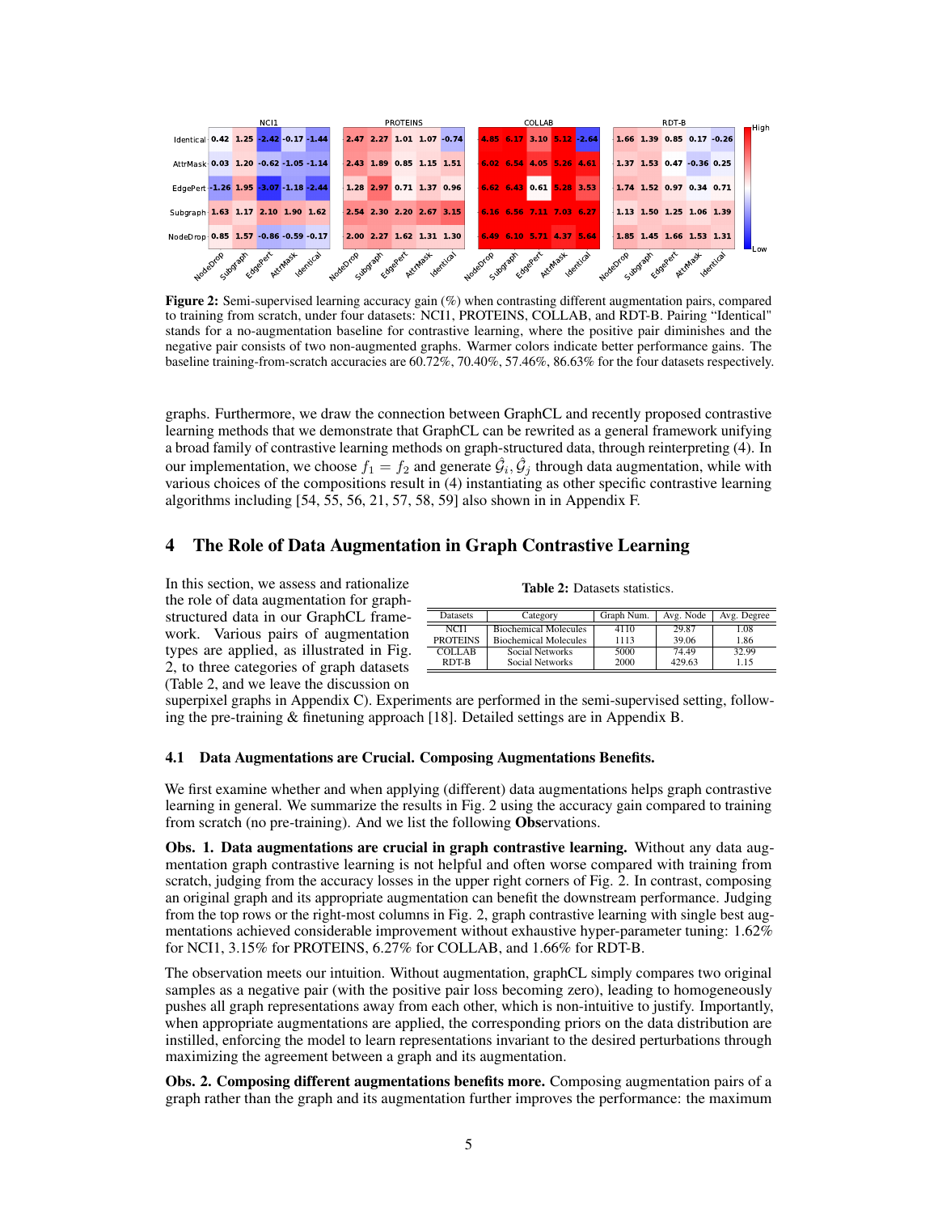Figure 2: Semi-supervised learning accuracy gain (%) when contrasting different augmentation pairs, compared to training from scratch, under four datasets: NCI1, PROTEINS, COLLAB, and RDT-B. Pairing "Identical" stands for a no-augmentation baseline for contrastive learning, where the positive pair diminishes and the negative pair consists of two non-augmented graphs. Warmer colors indicate better performance gains. The baseline training-from-scratch accuracies are 60.72%, 70.40%, 57.46%, 86.63% for the four datasets respectively.

graphs. Furthermore, we draw the connection between GraphCL and recently proposed contrastive learning methods that we demonstrate that GraphCL can be rewrited as a general framework unifying a broad family of contrastive learning methods on graph-structured data, through reinterpreting (4). In our implementation, we choose $f_1 = f_2$ and generate $\hat{\mathcal{G}}_i, \hat{\mathcal{G}}_j$ through data augmentation, while with various choices of the compositions result in (4) instantiating as other specific contrastive learning algorithms including [54, 55, 56, 21, 57, 58, 59] also shown in in Appendix F.

## 4 The Role of Data Augmentation in Graph Contrastive Learning

In this section, we assess and rationalize the role of data augmentation for graph-structured data in our GraphCL framework. Various pairs of augmentation types are applied, as illustrated in Fig. 2, to three categories of graph datasets (Table 2, and we leave the discussion on superpixel graphs in Appendix C). Experiments are performed in the semi-supervised setting, following the pre-training & finetuning approach [18]. Detailed settings are in Appendix B.

**Table 2:** Datasets statistics.

| Datasets | Category | Graph Num. | Avg. Node | Avg. Degree |
|---|---|---|---|---|
| NCI1 | Biochemical Molecules | 4110 | 29.87 | 1.08 |
| PROTEINS | Biochemical Molecules | 1113 | 39.06 | 1.86 |
| COLLAB | Social Networks | 5000 | 74.49 | 32.99 |
| RDT-B | Social Networks | 2000 | 429.63 | 1.15 |

### 4.1 Data Augmentations are Crucial. Composing Augmentations Benefits.

We first examine whether and when applying (different) data augmentations helps graph contrastive learning in general. We summarize the results in Fig. 2 using the accuracy gain compared to training from scratch (no pre-training). And we list the following **Obs**ervations.

**Obs. 1. Data augmentations are crucial in graph contrastive learning.** Without any data augmentation graph contrastive learning is not helpful and often worse compared with training from scratch, judging from the accuracy losses in the upper right corners of Fig. 2. In contrast, composing an original graph and its appropriate augmentation can benefit the downstream performance. Judging from the top rows or the right-most columns in Fig. 2, graph contrastive learning with single best augmentations achieved considerable improvement without exhaustive hyper-parameter tuning: 1.62% for NCI1, 3.15% for PROTEINS, 6.27% for COLLAB, and 1.66% for RDT-B.

The observation meets our intuition. Without augmentation, graphCL simply compares two original samples as a negative pair (with the positive pair loss becoming zero), leading to homogeneously pushes all graph representations away from each other, which is non-intuitive to justify. Importantly, when appropriate augmentations are applied, the corresponding priors on the data distribution are instilled, enforcing the model to learn representations invariant to the desired perturbations through maximizing the agreement between a graph and its augmentation.

**Obs. 2. Composing different augmentations benefits more.** Composing augmentation pairs of a graph rather than the graph and its augmentation further improves the performance: the maximum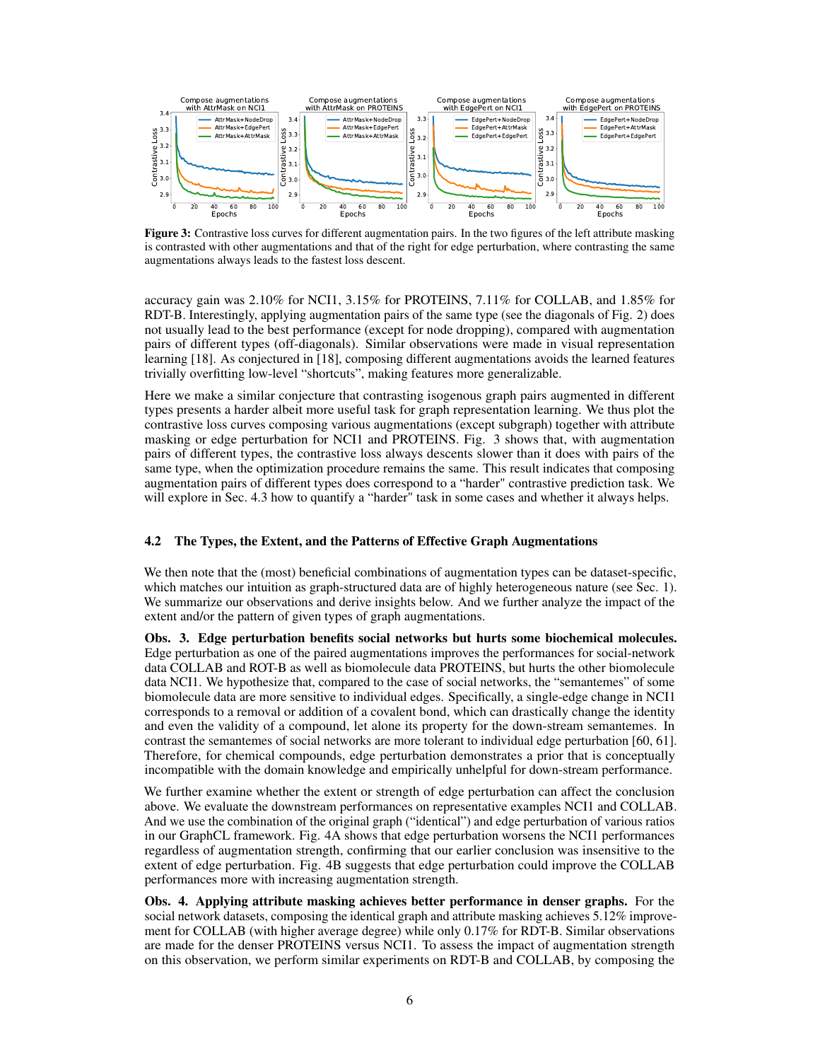**Figure 3:** Contrastive loss curves for different augmentation pairs. In the two figures of the left attribute masking is contrasted with other augmentations and that of the right for edge perturbation, where contrasting the same augmentations always leads to the fastest loss descent.

accuracy gain was 2.10% for NCI1, 3.15% for PROTEINS, 7.11% for COLLAB, and 1.85% for RDT-B. Interestingly, applying augmentation pairs of the same type (see the diagonals of Fig. 2) does not usually lead to the best performance (except for node dropping), compared with augmentation pairs of different types (off-diagonals). Similar observations were made in visual representation learning [18]. As conjectured in [18], composing different augmentations avoids the learned features trivially overfitting low-level "shortcuts", making features more generalizable.

Here we make a similar conjecture that contrasting isogenous graph pairs augmented in different types presents a harder albeit more useful task for graph representation learning. We thus plot the contrastive loss curves composing various augmentations (except subgraph) together with attribute masking or edge perturbation for NCI1 and PROTEINS. Fig. 3 shows that, with augmentation pairs of different types, the contrastive loss always descents slower than it does with pairs of the same type, when the optimization procedure remains the same. This result indicates that composing augmentation pairs of different types does correspond to a "harder" contrastive prediction task. We will explore in Sec. 4.3 how to quantify a "harder" task in some cases and whether it always helps.

### 4.2 The Types, the Extent, and the Patterns of Effective Graph Augmentations

We then note that the (most) beneficial combinations of augmentation types can be dataset-specific, which matches our intuition as graph-structured data are of highly heterogeneous nature (see Sec. 1). We summarize our observations and derive insights below. And we further analyze the impact of the extent and/or the pattern of given types of graph augmentations.

**Obs. 3. Edge perturbation benefits social networks but hurts some biochemical molecules.** Edge perturbation as one of the paired augmentations improves the performances for social-network data COLLAB and ROT-B as well as biomolecule data PROTEINS, but hurts the other biomolecule data NCI1. We hypothesize that, compared to the case of social networks, the "semantemes" of some biomolecule data are more sensitive to individual edges. Specifically, a single-edge change in NCI1 corresponds to a removal or addition of a covalent bond, which can drastically change the identity and even the validity of a compound, let alone its property for the down-stream semantemes. In contrast the semantemes of social networks are more tolerant to individual edge perturbation [60, 61]. Therefore, for chemical compounds, edge perturbation demonstrates a prior that is conceptually incompatible with the domain knowledge and empirically unhelpful for down-stream performance.

We further examine whether the extent or strength of edge perturbation can affect the conclusion above. We evaluate the downstream performances on representative examples NCI1 and COLLAB. And we use the combination of the original graph ("identical") and edge perturbation of various ratios in our GraphCL framework. Fig. 4A shows that edge perturbation worsens the NCI1 performances regardless of augmentation strength, confirming that our earlier conclusion was insensitive to the extent of edge perturbation. Fig. 4B suggests that edge perturbation could improve the COLLAB performances more with increasing augmentation strength.

**Obs. 4. Applying attribute masking achieves better performance in denser graphs.** For the social network datasets, composing the identical graph and attribute masking achieves 5.12% improvement for COLLAB (with higher average degree) while only 0.17% for RDT-B. Similar observations are made for the denser PROTEINS versus NCI1. To assess the impact of augmentation strength on this observation, we perform similar experiments on RDT-B and COLLAB, by composing the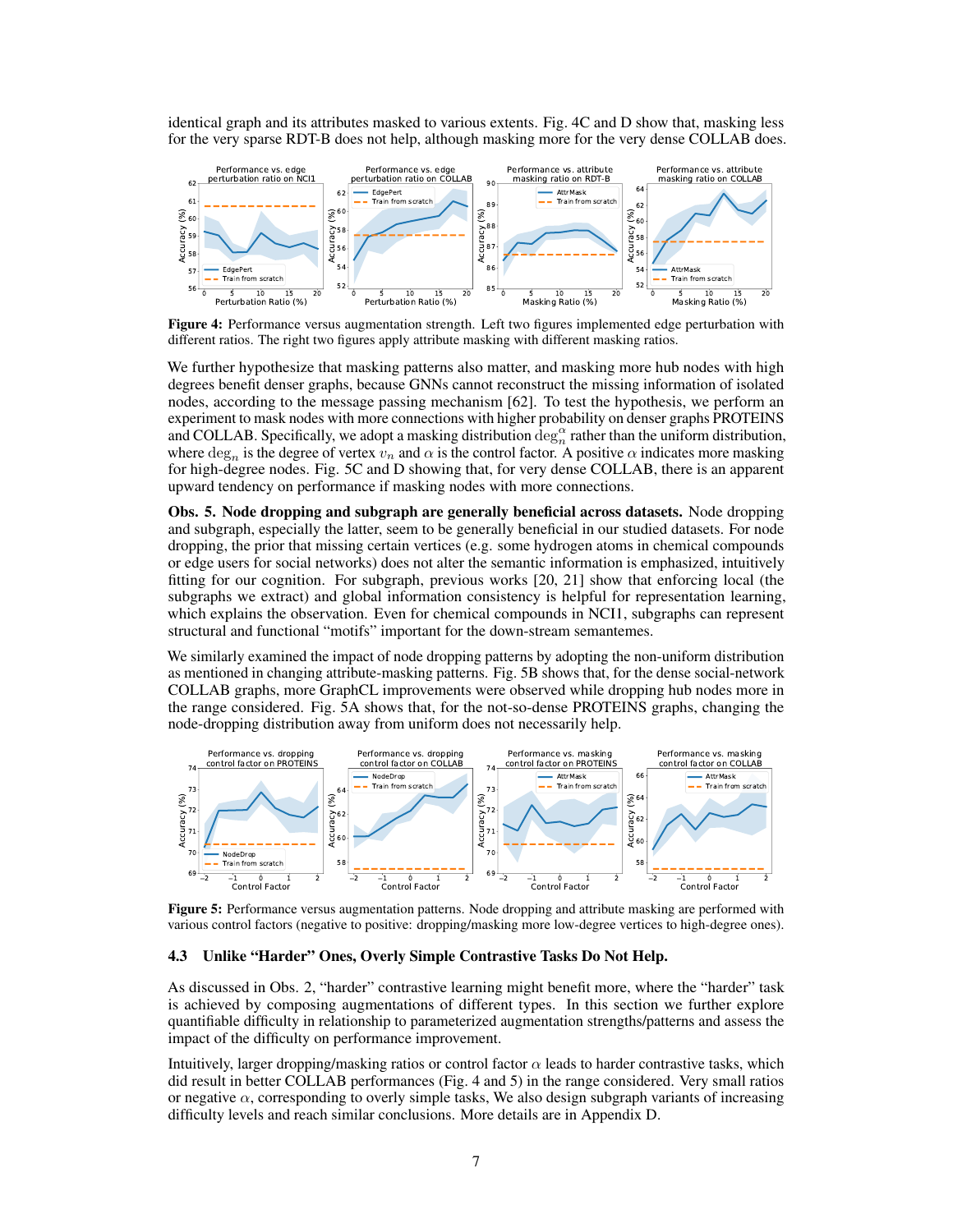identical graph and its attributes masked to various extents. Fig. 4C and D show that, masking less for the very sparse RDT-B does not help, although masking more for the very dense COLLAB does.

**Figure 4:** Performance versus augmentation strength. Left two figures implemented edge perturbation with different ratios. The right two figures apply attribute masking with different masking ratios.

We further hypothesize that masking patterns also matter, and masking more hub nodes with high degrees benefit denser graphs, because GNNs cannot reconstruct the missing information of isolated nodes, according to the message passing mechanism [62]. To test the hypothesis, we perform an experiment to mask nodes with more connections with higher probability on denser graphs PROTEINS and COLLAB. Specifically, we adopt a masking distribution $\mathrm{deg}_n^{\alpha}$ rather than the uniform distribution, where $\mathrm{deg}_n$ is the degree of vertex $v_n$ and $\alpha$ is the control factor. A positive $\alpha$ indicates more masking for high-degree nodes. Fig. 5C and D showing that, for very dense COLLAB, there is an apparent upward tendency on performance if masking nodes with more connections.

**Obs. 5. Node dropping and subgraph are generally beneficial across datasets.** Node dropping and subgraph, especially the latter, seem to be generally beneficial in our studied datasets. For node dropping, the prior that missing certain vertices (e.g. some hydrogen atoms in chemical compounds or edge users for social networks) does not alter the semantic information is emphasized, intuitively fitting for our cognition. For subgraph, previous works [20, 21] show that enforcing local (the subgraphs we extract) and global information consistency is helpful for representation learning, which explains the observation. Even for chemical compounds in NCI1, subgraphs can represent structural and functional "motifs" important for the down-stream semantemes.

We similarly examined the impact of node dropping patterns by adopting the non-uniform distribution as mentioned in changing attribute-masking patterns. Fig. 5B shows that, for the dense social-network COLLAB graphs, more GraphCL improvements were observed while dropping hub nodes more in the range considered. Fig. 5A shows that, for the not-so-dense PROTEINS graphs, changing the node-dropping distribution away from uniform does not necessarily help.

**Figure 5:** Performance versus augmentation patterns. Node dropping and attribute masking are performed with various control factors (negative to positive: dropping/masking more low-degree vertices to high-degree ones).

### 4.3 Unlike "Harder" Ones, Overly Simple Contrastive Tasks Do Not Help.

As discussed in Obs. 2, "harder" contrastive learning might benefit more, where the "harder" task is achieved by composing augmentations of different types. In this section we further explore quantifiable difficulty in relationship to parameterized augmentation strengths/patterns and assess the impact of the difficulty on performance improvement.

Intuitively, larger dropping/masking ratios or control factor $\alpha$ leads to harder contrastive tasks, which did result in better COLLAB performances (Fig. 4 and 5) in the range considered. Very small ratios or negative $\alpha$, corresponding to overly simple tasks, We also design subgraph variants of increasing difficulty levels and reach similar conclusions. More details are in Appendix D.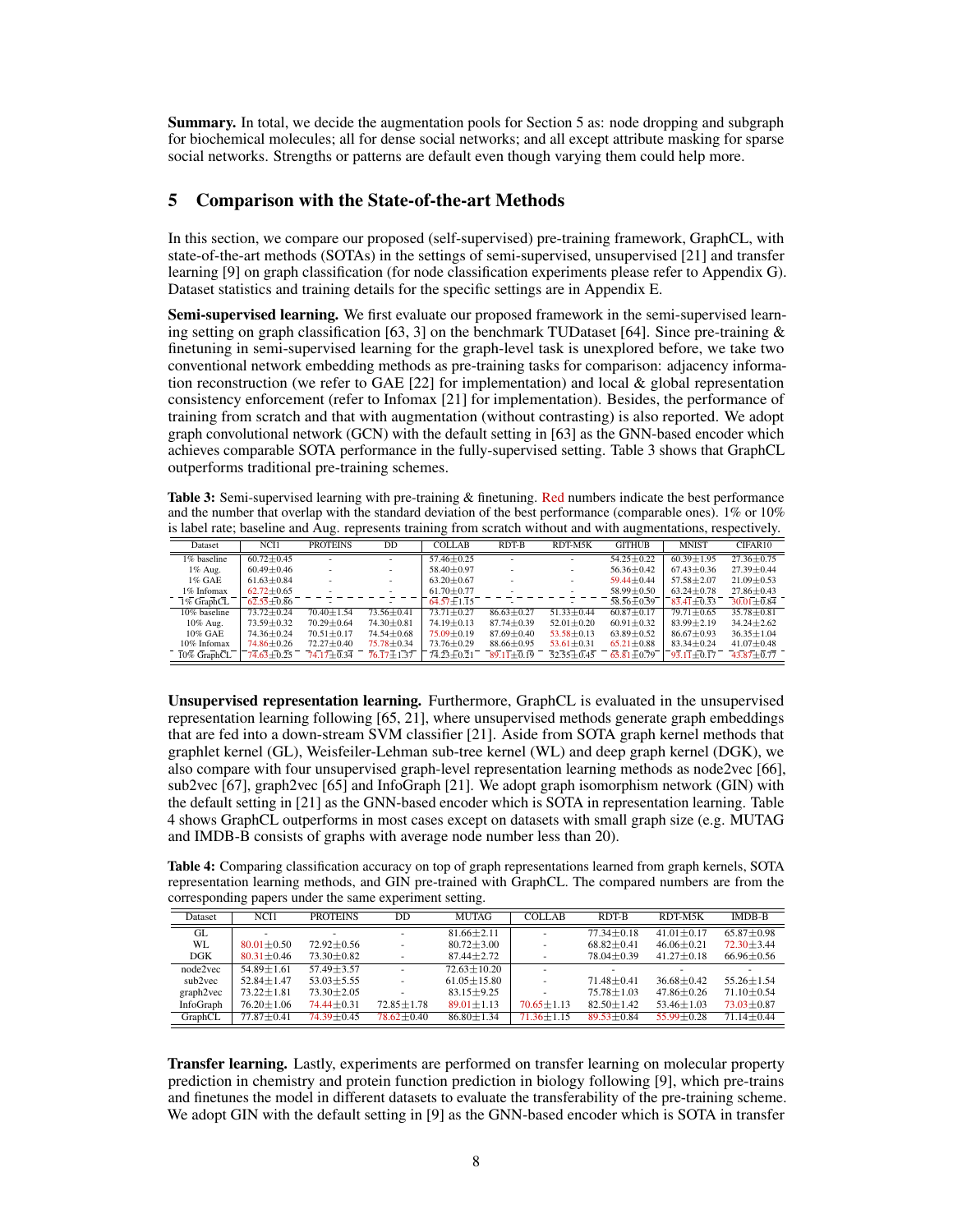**Summary.** In total, we decide the augmentation pools for Section 5 as: node dropping and subgraph for biochemical molecules; all for dense social networks; and all except attribute masking for sparse social networks. Strengths or patterns are default even though varying them could help more.

## 5 Comparison with the State-of-the-art Methods

In this section, we compare our proposed (self-supervised) pre-training framework, GraphCL, with state-of-the-art methods (SOTAs) in the settings of semi-supervised, unsupervised [21] and transfer learning [9] on graph classification (for node classification experiments please refer to Appendix G). Dataset statistics and training details for the specific settings are in Appendix E.

**Semi-supervised learning.** We first evaluate our proposed framework in the semi-supervised learning setting on graph classification [63, 3] on the benchmark TUDataset [64]. Since pre-training & finetuning in semi-supervised learning for the graph-level task is unexplored before, we take two conventional network embedding methods as pre-training tasks for comparison: adjacency information reconstruction (we refer to GAE [22] for implementation) and local & global representation consistency enforcement (refer to Infomax [21] for implementation). Besides, the performance of training from scratch and that with augmentation (without contrasting) is also reported. We adopt graph convolutional network (GCN) with the default setting in [63] as the GNN-based encoder which achieves comparable SOTA performance in the fully-supervised setting. Table 3 shows that GraphCL outperforms traditional pre-training schemes.

**Table 3:** Semi-supervised learning with pre-training & finetuning. Red numbers indicate the best performance and the number that overlap with the standard deviation of the best performance (comparable ones). 1% or 10% is label rate; baseline and Aug. represents training from scratch without and with augmentations, respectively.

| Dataset | NCI1 | PROTEINS | DD | COLLAB | RDT-B | RDT-M5K | GITHUB | MNIST | CIFAR10 |
|---|---|---|---|---|---|---|---|---|---|
| 1% baseline | 60.72±0.45 | - | - | 57.46±0.25 | - | - | 54.25±0.22 | 60.39±1.95 | 27.36±0.75 |
| 1% Aug. | 60.49±0.46 | - | - | 58.40±0.97 | - | - | 56.36±0.42 | 67.43±0.36 | 27.39±0.44 |
| 1% GAE | 61.63±0.84 | - | - | 63.20±0.67 | - | - | 59.44±0.44 | 57.58±2.07 | 21.09±0.53 |
| 1% Infomax | 62.72±0.65 | - | - | 61.70±0.77 | - | - | 58.99±0.50 | 63.24±0.78 | 27.86±0.43 |
| 1% GraphCL | 62.55±0.86 | - | - | 64.57±1.15 | - | - | 58.56±0.59 | 83.41±0.33 | 30.01±0.84 |
| 10% baseline | 73.72±0.24 | 70.40±1.54 | 73.56±0.41 | 73.71±0.27 | 86.63±0.27 | 51.33±0.44 | 60.87±0.17 | 79.71±0.65 | 35.78±0.81 |
| 10% Aug. | 73.59±0.32 | 70.29±0.64 | 74.30±0.81 | 74.19±0.13 | 87.74±0.39 | 52.01±0.20 | 60.91±0.32 | 83.99±2.19 | 34.24±2.62 |
| 10% GAE | 74.36±0.24 | 70.51±0.17 | 74.54±0.68 | 75.09±0.19 | 87.69±0.40 | 53.58±0.13 | 63.89±0.52 | 86.67±0.93 | 36.35±1.04 |
| 10% Infomax | 74.86±0.26 | 72.27±0.40 | 75.78±0.34 | 73.76±0.29 | 88.66±0.95 | 53.61±0.31 | 65.21±0.88 | 83.34±0.24 | 41.07±0.48 |
| 10% GraphCL | 74.63±0.25 | 74.17±0.34 | 76.17±1.37 | 74.23±0.21 | 89.11±0.19 | 52.55±0.45 | 65.81±0.79 | 93.11±0.17 | 43.87±0.77 |

**Unsupervised representation learning.** Furthermore, GraphCL is evaluated in the unsupervised representation learning following [65, 21], where unsupervised methods generate graph embeddings that are fed into a down-stream SVM classifier [21]. Aside from SOTA graph kernel methods that graphlet kernel (GL), Weisfeiler-Lehman sub-tree kernel (WL) and deep graph kernel (DGK), we also compare with four unsupervised graph-level representation learning methods as node2vec [66], sub2vec [67], graph2vec [65] and InfoGraph [21]. We adopt graph isomorphism network (GIN) with the default setting in [21] as the GNN-based encoder which is SOTA in representation learning. Table 4 shows GraphCL outperforms in most cases except on datasets with small graph size (e.g. MUTAG and IMDB-B consists of graphs with average node number less than 20).

**Table 4:** Comparing classification accuracy on top of graph representations learned from graph kernels, SOTA representation learning methods, and GIN pre-trained with GraphCL. The compared numbers are from the corresponding papers under the same experiment setting.

| Dataset | NCI1 | PROTEINS | DD | MUTAG | COLLAB | RDT-B | RDT-M5K | IMDB-B |
|---|---|---|---|---|---|---|---|---|
| GL | - | - | - | 81.66±2.11 | - | 77.34±0.18 | 41.01±0.17 | 65.87±0.98 |
| WL | 80.01±0.50 | 72.92±0.56 | - | 80.72±3.00 | - | 68.82±0.41 | 46.06±0.21 | 72.30±3.44 |
| DGK | 80.31±0.46 | 73.30±0.82 | - | 87.44±2.72 | - | 78.04±0.39 | 41.27±0.18 | 66.96±0.56 |
| node2vec | 54.89±1.61 | 57.49±3.57 | - | 72.63±10.20 | - | - | - | - |
| sub2vec | 52.84±1.47 | 53.03±5.55 | - | 61.05±15.80 | - | 71.48±0.41 | 36.68±0.42 | 55.26±1.54 |
| graph2vec | 73.22±1.81 | 73.30±2.05 | - | 83.15±9.25 | - | 75.78±1.03 | 47.86±0.26 | 71.10±0.54 |
| InfoGraph | 76.20±1.06 | 74.44±0.31 | 72.85±1.78 | 89.01±1.13 | 70.65±1.13 | 82.50±1.42 | 53.46±1.03 | 73.03±0.87 |
| GraphCL | 77.87±0.41 | 74.39±0.45 | 78.62±0.40 | 86.80±1.34 | 71.36±1.15 | 89.53±0.84 | 55.99±0.28 | 71.14±0.44 |

**Transfer learning.** Lastly, experiments are performed on transfer learning on molecular property prediction in chemistry and protein function prediction in biology following [9], which pre-trains and finetunes the model in different datasets to evaluate the transferability of the pre-training scheme. We adopt GIN with the default setting in [9] as the GNN-based encoder which is SOTA in transfer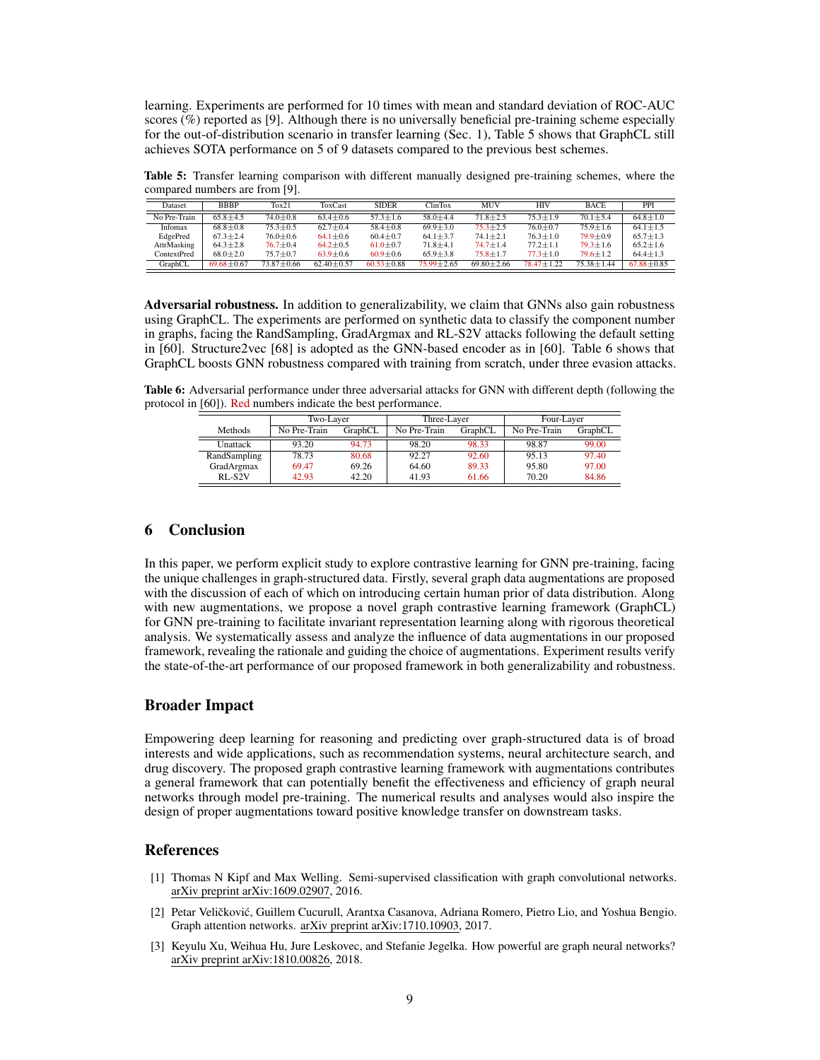learning. Experiments are performed for 10 times with mean and standard deviation of ROC-AUC scores (%) reported as [9]. Although there is no universally beneficial pre-training scheme especially for the out-of-distribution scenario in transfer learning (Sec. 1), Table 5 shows that GraphCL still achieves SOTA performance on 5 of 9 datasets compared to the previous best schemes.

**Table 5:** Transfer learning comparison with different manually designed pre-training schemes, where the compared numbers are from [9].

| Dataset | BBBP | Tox21 | ToxCast | SIDER | ClinTox | MUV | HIV | BACE | PPI |
|---|---|---|---|---|---|---|---|---|---|
| No Pre-Train | 65.8±4.5 | 74.0±0.8 | 63.4±0.6 | 57.3±1.6 | 58.0±4.4 | 71.8±2.5 | 75.3±1.9 | 70.1±5.4 | 64.8±1.0 |
| Infomax | 68.8±0.8 | 75.3±0.5 | 62.7±0.4 | 58.4±0.8 | 69.9±3.0 | 75.3±2.5 | 76.0±0.7 | 75.9±1.6 | 64.1±1.5 |
| EdgePred | 67.3±2.4 | 76.0±0.6 | 64.1±0.6 | 60.4±0.7 | 64.1±3.7 | 74.1±2.1 | 76.3±1.0 | 79.9±0.9 | 65.7±1.3 |
| AttrMasking | 64.3±2.8 | 76.7±0.4 | 64.2±0.5 | 61.0±0.7 | 71.8±4.1 | 74.7±1.4 | 77.2±1.1 | 79.3±1.6 | 65.2±1.6 |
| ContextPred | 68.0±2.0 | 75.7±0.7 | 63.9±0.6 | 60.9±0.6 | 65.9±3.8 | 75.8±1.7 | 77.3±1.0 | 79.6±1.2 | 64.4±1.3 |
| GraphCL | 69.68±0.67 | 73.87±0.66 | 62.40±0.57 | 60.53±0.88 | 75.99±2.65 | 69.80±2.66 | 78.47±1.22 | 75.38±1.44 | 67.88±0.85 |

**Adversarial robustness.** In addition to generalizability, we claim that GNNs also gain robustness using GraphCL. The experiments are performed on synthetic data to classify the component number in graphs, facing the RandSampling, GradArgmax and RL-S2V attacks following the default setting in [60]. Structure2vec [68] is adopted as the GNN-based encoder as in [60]. Table 6 shows that GraphCL boosts GNN robustness compared with training from scratch, under three evasion attacks.

**Table 6:** Adversarial performance under three adversarial attacks for GNN with different depth (following the protocol in [60]). Red numbers indicate the best performance.

| Methods | Two-Layer | | Three-Layer | | Four-Layer | |
|---|---|---|---|---|---|---|
| | No Pre-Train | GraphCL | No Pre-Train | GraphCL | No Pre-Train | GraphCL |
| Unattack | 93.20 | 94.73 | 98.20 | 98.33 | 98.87 | 99.00 |
| RandSampling | 78.73 | 80.68 | 92.27 | 92.60 | 95.13 | 97.40 |
| GradArgmax | 69.47 | 69.26 | 64.60 | 89.33 | 95.80 | 97.00 |
| RL-S2V | 42.93 | 42.20 | 41.93 | 61.66 | 70.20 | 84.86 |

## 6 Conclusion

In this paper, we perform explicit study to explore contrastive learning for GNN pre-training, facing the unique challenges in graph-structured data. Firstly, several graph data augmentations are proposed with the discussion of each of which on introducing certain human prior of data distribution. Along with new augmentations, we propose a novel graph contrastive learning framework (GraphCL) for GNN pre-training to facilitate invariant representation learning along with rigorous theoretical analysis. We systematically assess and analyze the influence of data augmentations in our proposed framework, revealing the rationale and guiding the choice of augmentations. Experiment results verify the state-of-the-art performance of our proposed framework in both generalizability and robustness.

## Broader Impact

Empowering deep learning for reasoning and predicting over graph-structured data is of broad interests and wide applications, such as recommendation systems, neural architecture search, and drug discovery. The proposed graph contrastive learning framework with augmentations contributes a general framework that can potentially benefit the effectiveness and efficiency of graph neural networks through model pre-training. The numerical results and analyses would also inspire the design of proper augmentations toward positive knowledge transfer on downstream tasks.

## References

[1] Thomas N Kipf and Max Welling. Semi-supervised classification with graph convolutional networks. arXiv preprint arXiv:1609.02907, 2016.

[2] Petar Veličković, Guillem Cucurull, Arantxa Casanova, Adriana Romero, Pietro Lio, and Yoshua Bengio. Graph attention networks. arXiv preprint arXiv:1710.10903, 2017.

[3] Keyulu Xu, Weihua Hu, Jure Leskovec, and Stefanie Jegelka. How powerful are graph neural networks? arXiv preprint arXiv:1810.00826, 2018.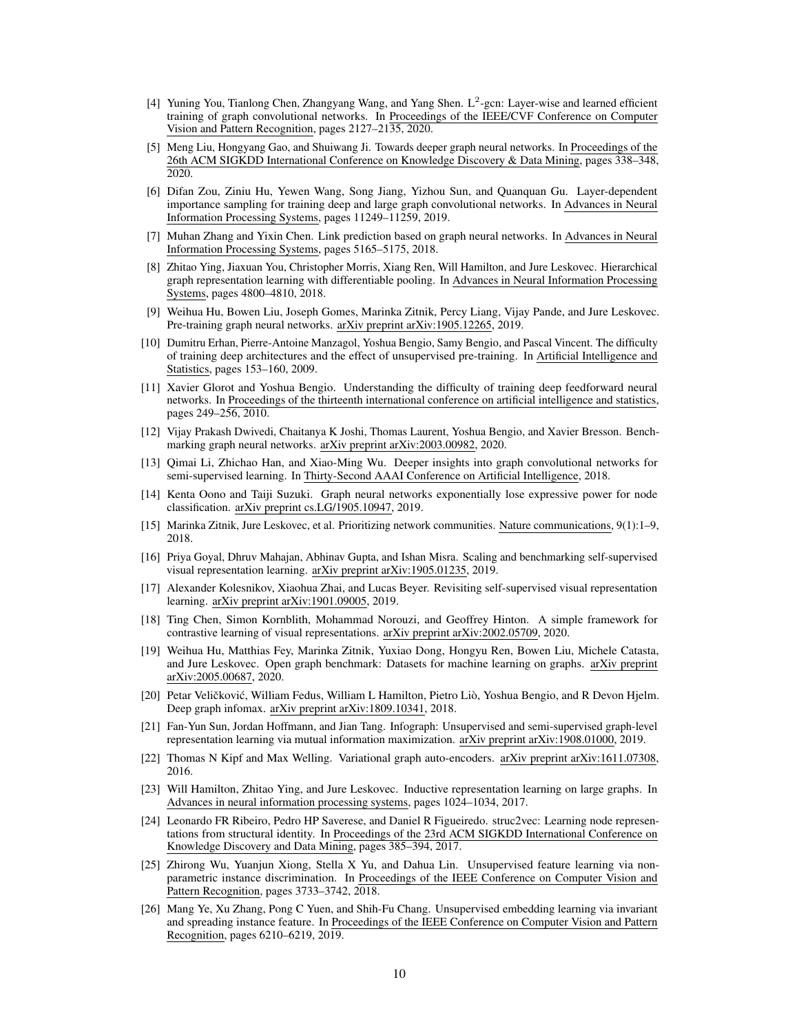[4] Yuning You, Tianlong Chen, Zhangyang Wang, and Yang Shen. $L^2$-gcn: Layer-wise and learned efficient training of graph convolutional networks. In Proceedings of the IEEE/CVF Conference on Computer Vision and Pattern Recognition, pages 2127–2135, 2020.

[5] Meng Liu, Hongyang Gao, and Shuiwang Ji. Towards deeper graph neural networks. In Proceedings of the 26th ACM SIGKDD International Conference on Knowledge Discovery & Data Mining, pages 338–348, 2020.

[6] Difan Zou, Ziniu Hu, Yewen Wang, Song Jiang, Yizhou Sun, and Quanquan Gu. Layer-dependent importance sampling for training deep and large graph convolutional networks. In Advances in Neural Information Processing Systems, pages 11249–11259, 2019.

[7] Muhan Zhang and Yixin Chen. Link prediction based on graph neural networks. In Advances in Neural Information Processing Systems, pages 5165–5175, 2018.

[8] Zhitao Ying, Jiaxuan You, Christopher Morris, Xiang Ren, Will Hamilton, and Jure Leskovec. Hierarchical graph representation learning with differentiable pooling. In Advances in Neural Information Processing Systems, pages 4800–4810, 2018.

[9] Weihua Hu, Bowen Liu, Joseph Gomes, Marinka Zitnik, Percy Liang, Vijay Pande, and Jure Leskovec. Pre-training graph neural networks. arXiv preprint arXiv:1905.12265, 2019.

[10] Dumitru Erhan, Pierre-Antoine Manzagol, Yoshua Bengio, Samy Bengio, and Pascal Vincent. The difficulty of training deep architectures and the effect of unsupervised pre-training. In Artificial Intelligence and Statistics, pages 153–160, 2009.

[11] Xavier Glorot and Yoshua Bengio. Understanding the difficulty of training deep feedforward neural networks. In Proceedings of the thirteenth international conference on artificial intelligence and statistics, pages 249–256, 2010.

[12] Vijay Prakash Dwivedi, Chaitanya K Joshi, Thomas Laurent, Yoshua Bengio, and Xavier Bresson. Benchmarking graph neural networks. arXiv preprint arXiv:2003.00982, 2020.

[13] Qimai Li, Zhichao Han, and Xiao-Ming Wu. Deeper insights into graph convolutional networks for semi-supervised learning. In Thirty-Second AAAI Conference on Artificial Intelligence, 2018.

[14] Kenta Oono and Taiji Suzuki. Graph neural networks exponentially lose expressive power for node classification. arXiv preprint cs.LG/1905.10947, 2019.

[15] Marinka Zitnik, Jure Leskovec, et al. Prioritizing network communities. Nature communications, 9(1):1–9, 2018.

[16] Priya Goyal, Dhruv Mahajan, Abhinav Gupta, and Ishan Misra. Scaling and benchmarking self-supervised visual representation learning. arXiv preprint arXiv:1905.01235, 2019.

[17] Alexander Kolesnikov, Xiaohua Zhai, and Lucas Beyer. Revisiting self-supervised visual representation learning. arXiv preprint arXiv:1901.09005, 2019.

[18] Ting Chen, Simon Kornblith, Mohammad Norouzi, and Geoffrey Hinton. A simple framework for contrastive learning of visual representations. arXiv preprint arXiv:2002.05709, 2020.

[19] Weihua Hu, Matthias Fey, Marinka Zitnik, Yuxiao Dong, Hongyu Ren, Bowen Liu, Michele Catasta, and Jure Leskovec. Open graph benchmark: Datasets for machine learning on graphs. arXiv preprint arXiv:2005.00687, 2020.

[20] Petar Veličković, William Fedus, William L Hamilton, Pietro Liò, Yoshua Bengio, and R Devon Hjelm. Deep graph infomax. arXiv preprint arXiv:1809.10341, 2018.

[21] Fan-Yun Sun, Jordan Hoffmann, and Jian Tang. Infograph: Unsupervised and semi-supervised graph-level representation learning via mutual information maximization. arXiv preprint arXiv:1908.01000, 2019.

[22] Thomas N Kipf and Max Welling. Variational graph auto-encoders. arXiv preprint arXiv:1611.07308, 2016.

[23] Will Hamilton, Zhitao Ying, and Jure Leskovec. Inductive representation learning on large graphs. In Advances in neural information processing systems, pages 1024–1034, 2017.

[24] Leonardo FR Ribeiro, Pedro HP Saverese, and Daniel R Figueiredo. struc2vec: Learning node representations from structural identity. In Proceedings of the 23rd ACM SIGKDD International Conference on Knowledge Discovery and Data Mining, pages 385–394, 2017.

[25] Zhirong Wu, Yuanjun Xiong, Stella X Yu, and Dahua Lin. Unsupervised feature learning via non-parametric instance discrimination. In Proceedings of the IEEE Conference on Computer Vision and Pattern Recognition, pages 3733–3742, 2018.

[26] Mang Ye, Xu Zhang, Pong C Yuen, and Shih-Fu Chang. Unsupervised embedding learning via invariant and spreading instance feature. In Proceedings of the IEEE Conference on Computer Vision and Pattern Recognition, pages 6210–6219, 2019.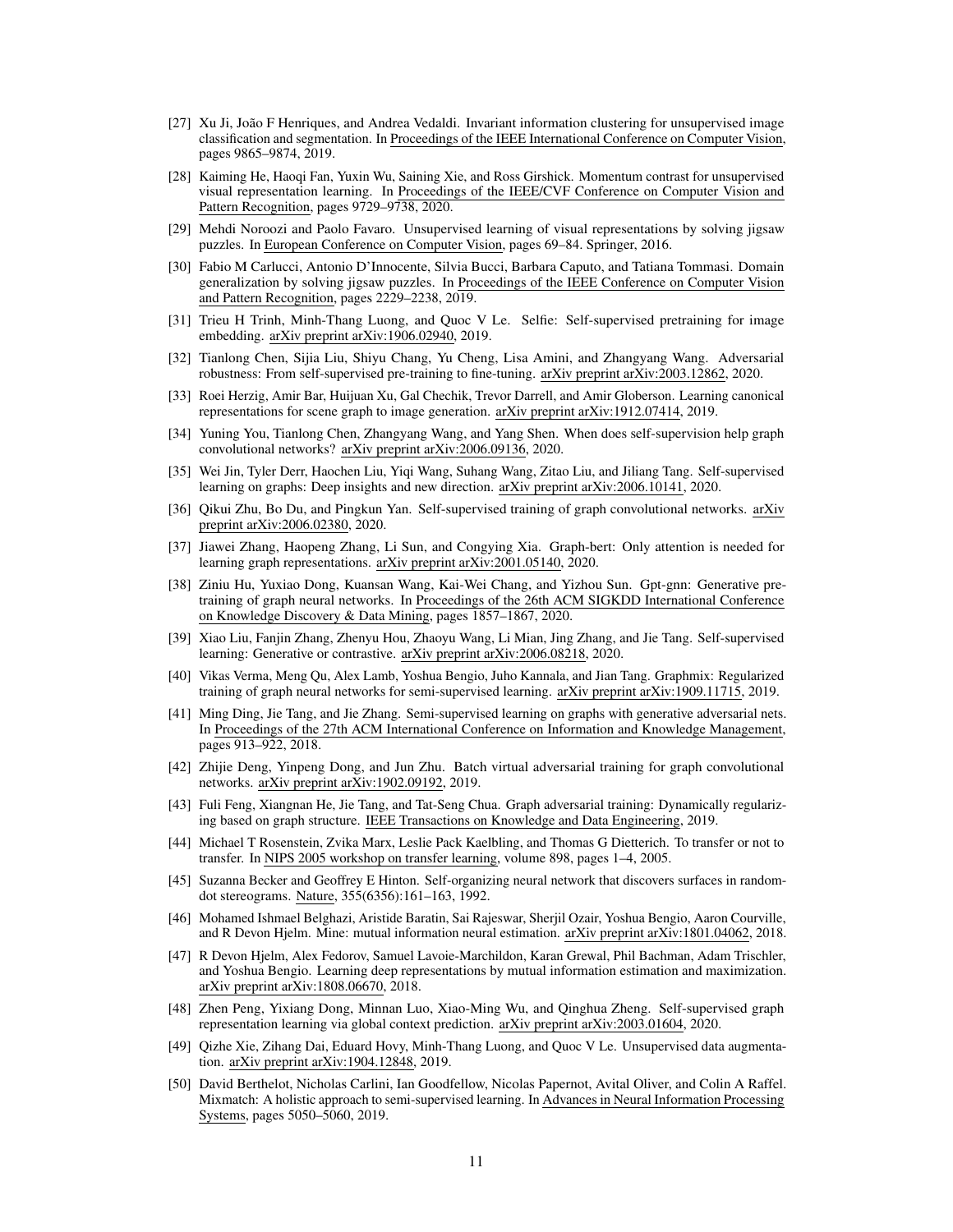[27] Xu Ji, João F Henriques, and Andrea Vedaldi. Invariant information clustering for unsupervised image classification and segmentation. In Proceedings of the IEEE International Conference on Computer Vision, pages 9865–9874, 2019.

[28] Kaiming He, Haoqi Fan, Yuxin Wu, Saining Xie, and Ross Girshick. Momentum contrast for unsupervised visual representation learning. In Proceedings of the IEEE/CVF Conference on Computer Vision and Pattern Recognition, pages 9729–9738, 2020.

[29] Mehdi Noroozi and Paolo Favaro. Unsupervised learning of visual representations by solving jigsaw puzzles. In European Conference on Computer Vision, pages 69–84. Springer, 2016.

[30] Fabio M Carlucci, Antonio D'Innocente, Silvia Bucci, Barbara Caputo, and Tatiana Tommasi. Domain generalization by solving jigsaw puzzles. In Proceedings of the IEEE Conference on Computer Vision and Pattern Recognition, pages 2229–2238, 2019.

[31] Trieu H Trinh, Minh-Thang Luong, and Quoc V Le. Selfie: Self-supervised pretraining for image embedding. arXiv preprint arXiv:1906.02940, 2019.

[32] Tianlong Chen, Sijia Liu, Shiyu Chang, Yu Cheng, Lisa Amini, and Zhangyang Wang. Adversarial robustness: From self-supervised pre-training to fine-tuning. arXiv preprint arXiv:2003.12862, 2020.

[33] Roei Herzig, Amir Bar, Huijuan Xu, Gal Chechik, Trevor Darrell, and Amir Globerson. Learning canonical representations for scene graph to image generation. arXiv preprint arXiv:1912.07414, 2019.

[34] Yuning You, Tianlong Chen, Zhangyang Wang, and Yang Shen. When does self-supervision help graph convolutional networks? arXiv preprint arXiv:2006.09136, 2020.

[35] Wei Jin, Tyler Derr, Haochen Liu, Yiqi Wang, Suhang Wang, Zitao Liu, and Jiliang Tang. Self-supervised learning on graphs: Deep insights and new direction. arXiv preprint arXiv:2006.10141, 2020.

[36] Qikui Zhu, Bo Du, and Pingkun Yan. Self-supervised training of graph convolutional networks. arXiv preprint arXiv:2006.02380, 2020.

[37] Jiawei Zhang, Haopeng Zhang, Li Sun, and Congying Xia. Graph-bert: Only attention is needed for learning graph representations. arXiv preprint arXiv:2001.05140, 2020.

[38] Ziniu Hu, Yuxiao Dong, Kuansan Wang, Kai-Wei Chang, and Yizhou Sun. Gpt-gnn: Generative pre-training of graph neural networks. In Proceedings of the 26th ACM SIGKDD International Conference on Knowledge Discovery & Data Mining, pages 1857–1867, 2020.

[39] Xiao Liu, Fanjin Zhang, Zhenyu Hou, Zhaoyu Wang, Li Mian, Jing Zhang, and Jie Tang. Self-supervised learning: Generative or contrastive. arXiv preprint arXiv:2006.08218, 2020.

[40] Vikas Verma, Meng Qu, Alex Lamb, Yoshua Bengio, Juho Kannala, and Jian Tang. Graphmix: Regularized training of graph neural networks for semi-supervised learning. arXiv preprint arXiv:1909.11715, 2019.

[41] Ming Ding, Jie Tang, and Jie Zhang. Semi-supervised learning on graphs with generative adversarial nets. In Proceedings of the 27th ACM International Conference on Information and Knowledge Management, pages 913–922, 2018.

[42] Zhijie Deng, Yinpeng Dong, and Jun Zhu. Batch virtual adversarial training for graph convolutional networks. arXiv preprint arXiv:1902.09192, 2019.

[43] Fuli Feng, Xiangnan He, Jie Tang, and Tat-Seng Chua. Graph adversarial training: Dynamically regularizing based on graph structure. IEEE Transactions on Knowledge and Data Engineering, 2019.

[44] Michael T Rosenstein, Zvika Marx, Leslie Pack Kaelbling, and Thomas G Dietterich. To transfer or not to transfer. In NIPS 2005 workshop on transfer learning, volume 898, pages 1–4, 2005.

[45] Suzanna Becker and Geoffrey E Hinton. Self-organizing neural network that discovers surfaces in random-dot stereograms. Nature, 355(6356):161–163, 1992.

[46] Mohamed Ishmael Belghazi, Aristide Baratin, Sai Rajeswar, Sherjil Ozair, Yoshua Bengio, Aaron Courville, and R Devon Hjelm. Mine: mutual information neural estimation. arXiv preprint arXiv:1801.04062, 2018.

[47] R Devon Hjelm, Alex Fedorov, Samuel Lavoie-Marchildon, Karan Grewal, Phil Bachman, Adam Trischler, and Yoshua Bengio. Learning deep representations by mutual information estimation and maximization. arXiv preprint arXiv:1808.06670, 2018.

[48] Zhen Peng, Yixiang Dong, Minnan Luo, Xiao-Ming Wu, and Qinghua Zheng. Self-supervised graph representation learning via global context prediction. arXiv preprint arXiv:2003.01604, 2020.

[49] Qizhe Xie, Zihang Dai, Eduard Hovy, Minh-Thang Luong, and Quoc V Le. Unsupervised data augmentation. arXiv preprint arXiv:1904.12848, 2019.

[50] David Berthelot, Nicholas Carlini, Ian Goodfellow, Nicolas Papernot, Avital Oliver, and Colin A Raffel. Mixmatch: A holistic approach to semi-supervised learning. In Advances in Neural Information Processing Systems, pages 5050–5060, 2019.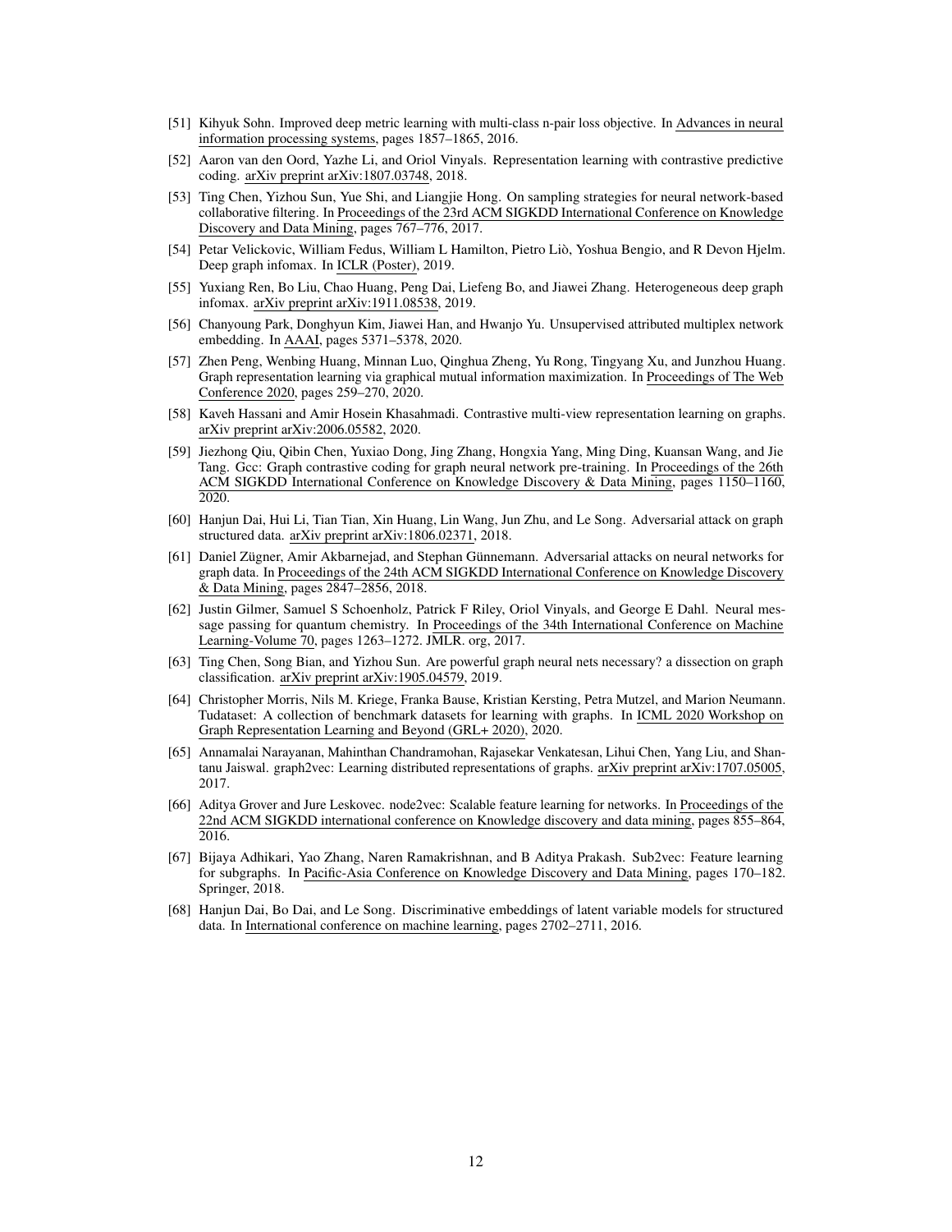[51] Kihyuk Sohn. Improved deep metric learning with multi-class n-pair loss objective. In Advances in neural information processing systems, pages 1857–1865, 2016.

[52] Aaron van den Oord, Yazhe Li, and Oriol Vinyals. Representation learning with contrastive predictive coding. arXiv preprint arXiv:1807.03748, 2018.

[53] Ting Chen, Yizhou Sun, Yue Shi, and Liangjie Hong. On sampling strategies for neural network-based collaborative filtering. In Proceedings of the 23rd ACM SIGKDD International Conference on Knowledge Discovery and Data Mining, pages 767–776, 2017.

[54] Petar Velickovic, William Fedus, William L Hamilton, Pietro Liò, Yoshua Bengio, and R Devon Hjelm. Deep graph infomax. In ICLR (Poster), 2019.

[55] Yuxiang Ren, Bo Liu, Chao Huang, Peng Dai, Liefeng Bo, and Jiawei Zhang. Heterogeneous deep graph infomax. arXiv preprint arXiv:1911.08538, 2019.

[56] Chanyoung Park, Donghyun Kim, Jiawei Han, and Hwanjo Yu. Unsupervised attributed multiplex network embedding. In AAAI, pages 5371–5378, 2020.

[57] Zhen Peng, Wenbing Huang, Minnan Luo, Qinghua Zheng, Yu Rong, Tingyang Xu, and Junzhou Huang. Graph representation learning via graphical mutual information maximization. In Proceedings of The Web Conference 2020, pages 259–270, 2020.

[58] Kaveh Hassani and Amir Hosein Khasahmadi. Contrastive multi-view representation learning on graphs. arXiv preprint arXiv:2006.05582, 2020.

[59] Jiezhong Qiu, Qibin Chen, Yuxiao Dong, Jing Zhang, Hongxia Yang, Ming Ding, Kuansan Wang, and Jie Tang. Gcc: Graph contrastive coding for graph neural network pre-training. In Proceedings of the 26th ACM SIGKDD International Conference on Knowledge Discovery & Data Mining, pages 1150–1160, 2020.

[60] Hanjun Dai, Hui Li, Tian Tian, Xin Huang, Lin Wang, Jun Zhu, and Le Song. Adversarial attack on graph structured data. arXiv preprint arXiv:1806.02371, 2018.

[61] Daniel Zügner, Amir Akbarnejad, and Stephan Günnemann. Adversarial attacks on neural networks for graph data. In Proceedings of the 24th ACM SIGKDD International Conference on Knowledge Discovery & Data Mining, pages 2847–2856, 2018.

[62] Justin Gilmer, Samuel S Schoenholz, Patrick F Riley, Oriol Vinyals, and George E Dahl. Neural message passing for quantum chemistry. In Proceedings of the 34th International Conference on Machine Learning-Volume 70, pages 1263–1272. JMLR. org, 2017.

[63] Ting Chen, Song Bian, and Yizhou Sun. Are powerful graph neural nets necessary? a dissection on graph classification. arXiv preprint arXiv:1905.04579, 2019.

[64] Christopher Morris, Nils M. Kriege, Franka Bause, Kristian Kersting, Petra Mutzel, and Marion Neumann. Tudataset: A collection of benchmark datasets for learning with graphs. In ICML 2020 Workshop on Graph Representation Learning and Beyond (GRL+ 2020), 2020.

[65] Annamalai Narayanan, Mahinthan Chandramohan, Rajasekar Venkatesan, Lihui Chen, Yang Liu, and Shantanu Jaiswal. graph2vec: Learning distributed representations of graphs. arXiv preprint arXiv:1707.05005, 2017.

[66] Aditya Grover and Jure Leskovec. node2vec: Scalable feature learning for networks. In Proceedings of the 22nd ACM SIGKDD international conference on Knowledge discovery and data mining, pages 855–864, 2016.

[67] Bijaya Adhikari, Yao Zhang, Naren Ramakrishnan, and B Aditya Prakash. Sub2vec: Feature learning for subgraphs. In Pacific-Asia Conference on Knowledge Discovery and Data Mining, pages 170–182. Springer, 2018.

[68] Hanjun Dai, Bo Dai, and Le Song. Discriminative embeddings of latent variable models for structured data. In International conference on machine learning, pages 2702–2711, 2016.